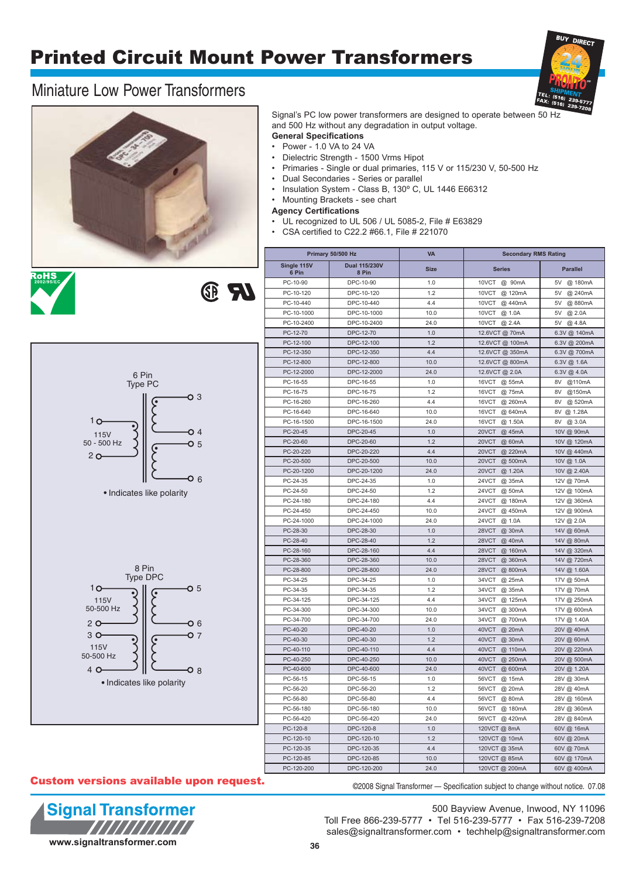# Printed Circuit Mount Power Transformers

## Miniature Low Power Transformers

BUY DIRECT — 24 HOUR PRONTO™ SHIPMENT — TEL: (516) 239-5777 FAX: (516) 239-7208

Signal's PC low power transformers are designed to operate between 50 Hz and 500 Hz without any degradation in output voltage.

**General Specifications**

- Power - 1.0 VA to 24 VA
- Dielectric Strength - 1500 Vrms Hipot
- Primaries - Single or dual primaries, 115 V or 115/230 V, 50-500 Hz
- Dual Secondaries - Series or parallel
- Insulation System - Class B, 130º C, UL 1446 E66312
- Mounting Brackets - see chart

**Agency Certifications**

- UL recognized to UL 506 / UL 5085-2, File # E63829
- CSA certified to C22.2 #66.1, File # 221070

RoHS 2002/95/EC

6 Pin Type PC

1, 2: 115V 50 - 500 Hz; secondaries 3-4, 5-6

• Indicates like polarity

8 Pin Type DPC

1, 2: 115V 50-500 Hz; 3, 4: 115V 50-500 Hz; secondaries 5-6, 7-8

• Indicates like polarity

| Primary 50/500 Hz | | VA | Secondary RMS Rating | |
|---|---|---|---|---|
| Single 115V 6 Pin | Dual 115/230V 8 Pin | Size | Series | Parallel |
| PC-10-90 | DPC-10-90 | 1.0 | 10VCT @ 90mA | 5V @ 180mA |
| PC-10-120 | DPC-10-120 | 1.2 | 10VCT @ 120mA | 5V @ 240mA |
| PC-10-440 | DPC-10-440 | 4.4 | 10VCT @ 440mA | 5V @ 880mA |
| PC-10-1000 | DPC-10-1000 | 10.0 | 10VCT @ 1.0A | 5V @ 2.0A |
| PC-10-2400 | DPC-10-2400 | 24.0 | 10VCT @ 2.4A | 5V @ 4.8A |
| PC-12-70 | DPC-12-70 | 1.0 | 12.6VCT @ 70mA | 6.3V @ 140mA |
| PC-12-100 | DPC-12-100 | 1.2 | 12.6VCT @ 100mA | 6.3V @ 200mA |
| PC-12-350 | DPC-12-350 | 4.4 | 12.6VCT @ 350mA | 6.3V @ 700mA |
| PC-12-800 | DPC-12-800 | 10.0 | 12.6VCT @ 800mA | 6.3V @ 1.6A |
| PC-12-2000 | DPC-12-2000 | 24.0 | 12.6VCT @ 2.0A | 6.3V @ 4.0A |
| PC-16-55 | DPC-16-55 | 1.0 | 16VCT @ 55mA | 8V @110mA |
| PC-16-75 | DPC-16-75 | 1.2 | 16VCT @ 75mA | 8V @150mA |
| PC-16-260 | DPC-16-260 | 4.4 | 16VCT @ 260mA | 8V @ 520mA |
| PC-16-640 | DPC-16-640 | 10.0 | 16VCT @ 640mA | 8V @ 1.28A |
| PC-16-1500 | DPC-16-1500 | 24.0 | 16VCT @ 1.50A | 8V @ 3.0A |
| PC-20-45 | DPC-20-45 | 1.0 | 20VCT @ 45mA | 10V @ 90mA |
| PC-20-60 | DPC-20-60 | 1.2 | 20VCT @ 60mA | 10V @ 120mA |
| PC-20-220 | DPC-20-220 | 4.4 | 20VCT @ 220mA | 10V @ 440mA |
| PC-20-500 | DPC-20-500 | 10.0 | 20VCT @ 500mA | 10V @ 1.0A |
| PC-20-1200 | DPC-20-1200 | 24.0 | 20VCT @ 1.20A | 10V @ 2.40A |
| PC-24-35 | DPC-24-35 | 1.0 | 24VCT @ 35mA | 12V @ 70mA |
| PC-24-50 | DPC-24-50 | 1.2 | 24VCT @ 50mA | 12V @ 100mA |
| PC-24-180 | DPC-24-180 | 4.4 | 24VCT @ 180mA | 12V @ 360mA |
| PC-24-450 | DPC-24-450 | 10.0 | 24VCT @ 450mA | 12V @ 900mA |
| PC-24-1000 | DPC-24-1000 | 24.0 | 24VCT @ 1.0A | 12V @ 2.0A |
| PC-28-30 | DPC-28-30 | 1.0 | 28VCT @ 30mA | 14V @ 60mA |
| PC-28-40 | DPC-28-40 | 1.2 | 28VCT @ 40mA | 14V @ 80mA |
| PC-28-160 | DPC-28-160 | 4.4 | 28VCT @ 160mA | 14V @ 320mA |
| PC-28-360 | DPC-28-360 | 10.0 | 28VCT @ 360mA | 14V @ 720mA |
| PC-28-800 | DPC-28-800 | 24.0 | 28VCT @ 800mA | 14V @ 1.60A |
| PC-34-25 | DPC-34-25 | 1.0 | 34VCT @ 25mA | 17V @ 50mA |
| PC-34-35 | DPC-34-35 | 1.2 | 34VCT @ 35mA | 17V @ 70mA |
| PC-34-125 | DPC-34-125 | 4.4 | 34VCT @ 125mA | 17V @ 250mA |
| PC-34-300 | DPC-34-300 | 10.0 | 34VCT @ 300mA | 17V @ 600mA |
| PC-34-700 | DPC-34-700 | 24.0 | 34VCT @ 700mA | 17V @ 1.40A |
| PC-40-20 | DPC-40-20 | 1.0 | 40VCT @ 20mA | 20V @ 40mA |
| PC-40-30 | DPC-40-30 | 1.2 | 40VCT @ 30mA | 20V @ 60mA |
| PC-40-110 | DPC-40-110 | 4.4 | 40VCT @ 110mA | 20V @ 220mA |
| PC-40-250 | DPC-40-250 | 10.0 | 40VCT @ 250mA | 20V @ 500mA |
| PC-40-600 | DPC-40-600 | 24.0 | 40VCT @ 600mA | 20V @ 1.20A |
| PC-56-15 | DPC-56-15 | 1.0 | 56VCT @ 15mA | 28V @ 30mA |
| PC-56-20 | DPC-56-20 | 1.2 | 56VCT @ 20mA | 28V @ 40mA |
| PC-56-80 | DPC-56-80 | 4.4 | 56VCT @ 80mA | 28V @ 160mA |
| PC-56-180 | DPC-56-180 | 10.0 | 56VCT @ 180mA | 28V @ 360mA |
| PC-56-420 | DPC-56-420 | 24.0 | 56VCT @ 420mA | 28V @ 840mA |
| PC-120-8 | DPC-120-8 | 1.0 | 120VCT @ 8mA | 60V @ 16mA |
| PC-120-10 | DPC-120-10 | 1.2 | 120VCT @ 10mA | 60V @ 20mA |
| PC-120-35 | DPC-120-35 | 4.4 | 120VCT @ 35mA | 60V @ 70mA |
| PC-120-85 | DPC-120-85 | 10.0 | 120VCT @ 85mA | 60V @ 170mA |
| PC-120-200 | DPC-120-200 | 24.0 | 120VCT @ 200mA | 60V @ 400mA |

**Custom versions available upon request.**

©2008 Signal Transformer — Specification subject to change without notice. 07.08

**Signal Transformer**

www.signaltransformer.com

500 Bayview Avenue, Inwood, NY 11096
Toll Free 866-239-5777 • Tel 516-239-5777 • Fax 516-239-7208
sales@signaltransformer.com • techhelp@signaltransformer.com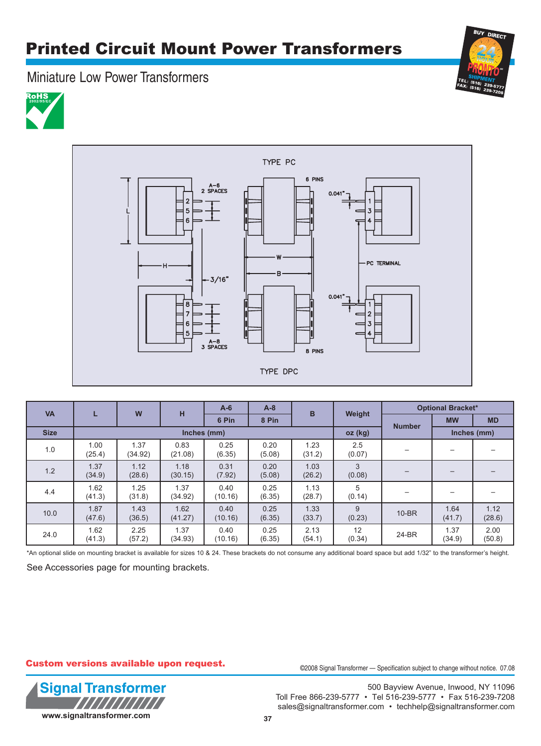# Printed Circuit Mount Power Transformers

## Miniature Low Power Transformers

RoHS 2002/95/EC

BUY DIRECT 24 HOUR PRONTO SHIPMENT TEL: (516) 239-5777 FAX: (516) 239-7208

TYPE PC

TYPE DPC

A-6 2 SPACES

A-8 3 SPACES

6 PINS

8 PINS

0.041"

PC TERMINAL

3/16"

L

H

W

B

| VA | L | W | H | A-6 | A-8 | B | Weight | Optional Bracket* | | |
|---|---|---|---|---|---|---|---|---|---|---|
| | | | | 6 Pin | 8 Pin | | | Number | MW | MD |
| Size | Inches (mm) | | | | | | oz (kg) | | Inches (mm) | |
| 1.0 | 1.00 (25.4) | 1.37 (34.92) | 0.83 (21.08) | 0.25 (6.35) | 0.20 (5.08) | 1.23 (31.2) | 2.5 (0.07) | – | – | – |
| 1.2 | 1.37 (34.9) | 1.12 (28.6) | 1.18 (30.15) | 0.31 (7.92) | 0.20 (5.08) | 1.03 (26.2) | 3 (0.08) | – | – | – |
| 4.4 | 1.62 (41.3) | 1.25 (31.8) | 1.37 (34.92) | 0.40 (10.16) | 0.25 (6.35) | 1.13 (28.7) | 5 (0.14) | – | – | – |
| 10.0 | 1.87 (47.6) | 1.43 (36.5) | 1.62 (41.27) | 0.40 (10.16) | 0.25 (6.35) | 1.33 (33.7) | 9 (0.23) | 10-BR | 1.64 (41.7) | 1.12 (28.6) |
| 24.0 | 1.62 (41.3) | 2.25 (57.2) | 1.37 (34.93) | 0.40 (10.16) | 0.25 (6.35) | 2.13 (54.1) | 12 (0.34) | 24-BR | 1.37 (34.9) | 2.00 (50.8) |

*An optional slide on mounting bracket is available for sizes 10 & 24. These brackets do not consume any additional board space but add 1/32" to the transformer's height.

See Accessories page for mounting brackets.

**Custom versions available upon request.**

©2008 Signal Transformer — Specification subject to change without notice. 07.08

Signal Transformer

www.signaltransformer.com

500 Bayview Avenue, Inwood, NY 11096
Toll Free 866-239-5777 • Tel 516-239-5777 • Fax 516-239-7208
sales@signaltransformer.com • techhelp@signaltransformer.com